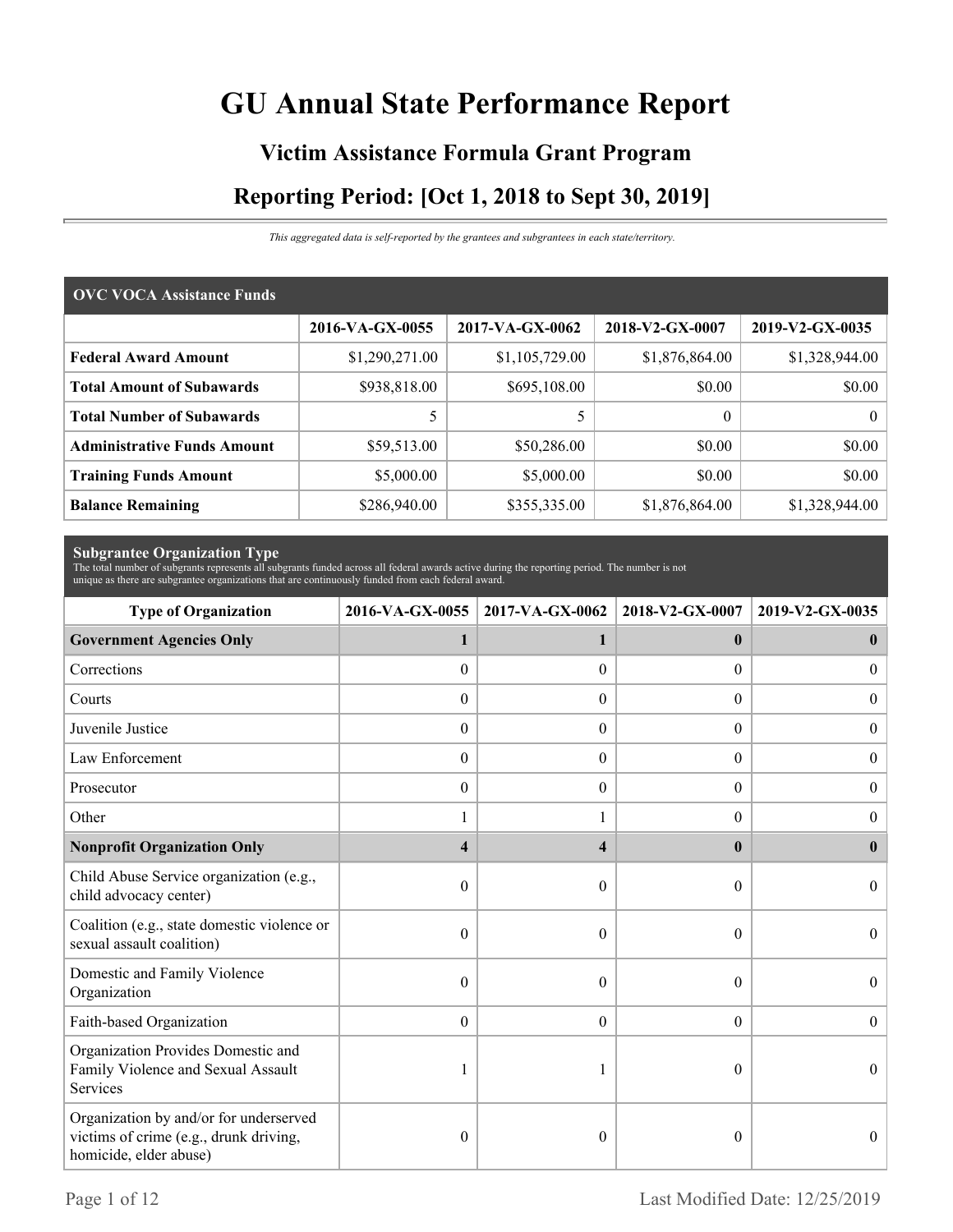# GU Annual State Performance Report

## Victim Assistance Formula Grant Program

## Reporting Period: [Oct 1, 2018 to Sept 30, 2019]

*This aggregated data is self-reported by the grantees and subgrantees in each state/territory.*

| OVC VOCA Assistance Funds | 2016-VA-GX-0055 | 2017-VA-GX-0062 | 2018-V2-GX-0007 | 2019-V2-GX-0035 |
|---|---|---|---|---|
| **Federal Award Amount** | $1,290,271.00 | $1,105,729.00 | $1,876,864.00 | $1,328,944.00 |
| **Total Amount of Subawards** | $938,818.00 | $695,108.00 | $0.00 | $0.00 |
| **Total Number of Subawards** | 5 | 5 | 0 | 0 |
| **Administrative Funds Amount** | $59,513.00 | $50,286.00 | $0.00 | $0.00 |
| **Training Funds Amount** | $5,000.00 | $5,000.00 | $0.00 | $0.00 |
| **Balance Remaining** | $286,940.00 | $355,335.00 | $1,876,864.00 | $1,328,944.00 |

### Subgrantee Organization Type

The total number of subgrants represents all subgrants funded across all federal awards active during the reporting period. The number is not unique as there are subgrantee organizations that are continuously funded from each federal award.

| Type of Organization | 2016-VA-GX-0055 | 2017-VA-GX-0062 | 2018-V2-GX-0007 | 2019-V2-GX-0035 |
|---|---|---|---|---|
| **Government Agencies Only** | **1** | **1** | **0** | **0** |
| Corrections | 0 | 0 | 0 | 0 |
| Courts | 0 | 0 | 0 | 0 |
| Juvenile Justice | 0 | 0 | 0 | 0 |
| Law Enforcement | 0 | 0 | 0 | 0 |
| Prosecutor | 0 | 0 | 0 | 0 |
| Other | 1 | 1 | 0 | 0 |
| **Nonprofit Organization Only** | **4** | **4** | **0** | **0** |
| Child Abuse Service organization (e.g., child advocacy center) | 0 | 0 | 0 | 0 |
| Coalition (e.g., state domestic violence or sexual assault coalition) | 0 | 0 | 0 | 0 |
| Domestic and Family Violence Organization | 0 | 0 | 0 | 0 |
| Faith-based Organization | 0 | 0 | 0 | 0 |
| Organization Provides Domestic and Family Violence and Sexual Assault Services | 1 | 1 | 0 | 0 |
| Organization by and/or for underserved victims of crime (e.g., drunk driving, homicide, elder abuse) | 0 | 0 | 0 | 0 |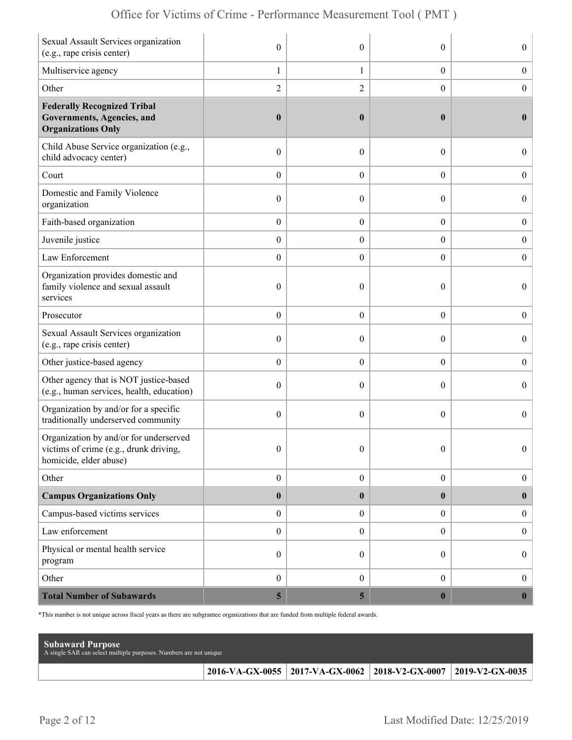| | | | | |
|---|---|---|---|---|
| Sexual Assault Services organization (e.g., rape crisis center) | 0 | 0 | 0 | 0 |
| Multiservice agency | 1 | 1 | 0 | 0 |
| Other | 2 | 2 | 0 | 0 |
| **Federally Recognized Tribal Governments, Agencies, and Organizations Only** | **0** | **0** | **0** | **0** |
| Child Abuse Service organization (e.g., child advocacy center) | 0 | 0 | 0 | 0 |
| Court | 0 | 0 | 0 | 0 |
| Domestic and Family Violence organization | 0 | 0 | 0 | 0 |
| Faith-based organization | 0 | 0 | 0 | 0 |
| Juvenile justice | 0 | 0 | 0 | 0 |
| Law Enforcement | 0 | 0 | 0 | 0 |
| Organization provides domestic and family violence and sexual assault services | 0 | 0 | 0 | 0 |
| Prosecutor | 0 | 0 | 0 | 0 |
| Sexual Assault Services organization (e.g., rape crisis center) | 0 | 0 | 0 | 0 |
| Other justice-based agency | 0 | 0 | 0 | 0 |
| Other agency that is NOT justice-based (e.g., human services, health, education) | 0 | 0 | 0 | 0 |
| Organization by and/or for a specific traditionally underserved community | 0 | 0 | 0 | 0 |
| Organization by and/or for underserved victims of crime (e.g., drunk driving, homicide, elder abuse) | 0 | 0 | 0 | 0 |
| Other | 0 | 0 | 0 | 0 |
| **Campus Organizations Only** | **0** | **0** | **0** | **0** |
| Campus-based victims services | 0 | 0 | 0 | 0 |
| Law enforcement | 0 | 0 | 0 | 0 |
| Physical or mental health service program | 0 | 0 | 0 | 0 |
| Other | 0 | 0 | 0 | 0 |
| **Total Number of Subawards** | **5** | **5** | **0** | **0** |

*This number is not unique across fiscal years as there are subgrantee organizations that are funded from multiple federal awards.

**Subaward Purpose**
A single SAR can select multiple purposes. Numbers are not unique

| | 2016-VA-GX-0055 | 2017-VA-GX-0062 | 2018-V2-GX-0007 | 2019-V2-GX-0035 |
|---|---|---|---|---|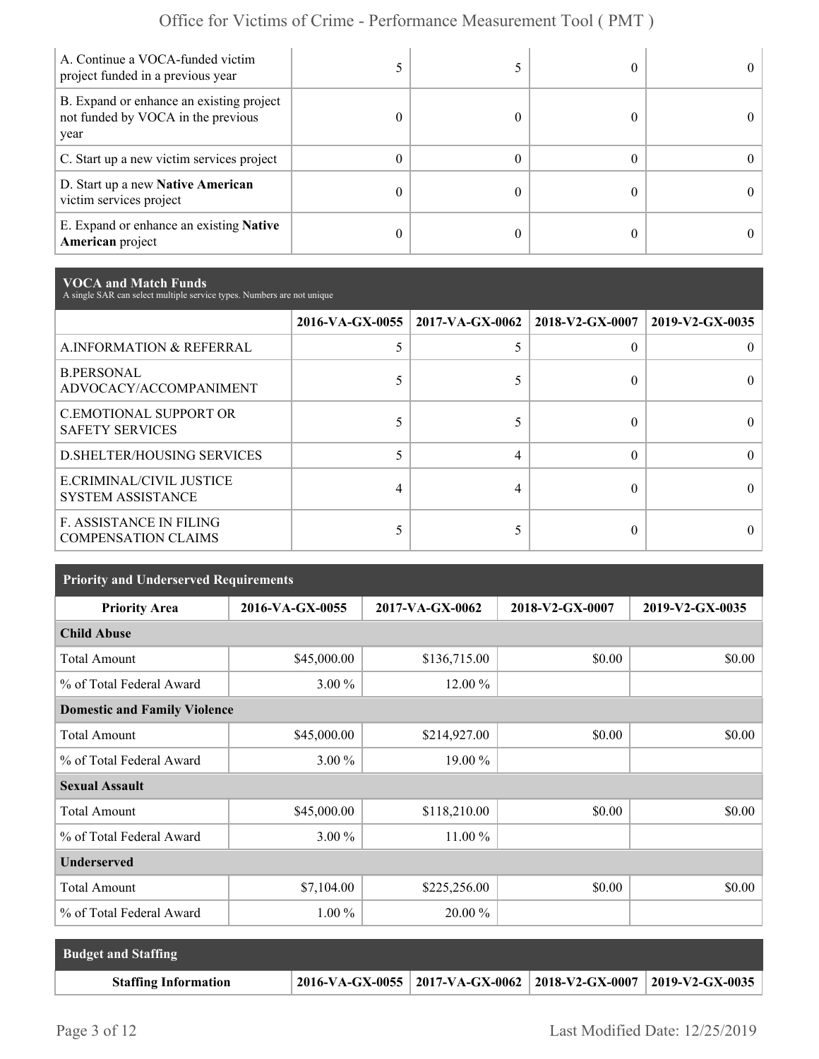| | | | | |
|---|---|---|---|---|
| A. Continue a VOCA-funded victim project funded in a previous year | 5 | 5 | 0 | 0 |
| B. Expand or enhance an existing project not funded by VOCA in the previous year | 0 | 0 | 0 | 0 |
| C. Start up a new victim services project | 0 | 0 | 0 | 0 |
| D. Start up a new **Native American** victim services project | 0 | 0 | 0 | 0 |
| E. Expand or enhance an existing **Native American** project | 0 | 0 | 0 | 0 |

## VOCA and Match Funds

A single SAR can select multiple service types. Numbers are not unique

| | 2016-VA-GX-0055 | 2017-VA-GX-0062 | 2018-V2-GX-0007 | 2019-V2-GX-0035 |
|---|---|---|---|---|
| A.INFORMATION & REFERRAL | 5 | 5 | 0 | 0 |
| B.PERSONAL ADVOCACY/ACCOMPANIMENT | 5 | 5 | 0 | 0 |
| C.EMOTIONAL SUPPORT OR SAFETY SERVICES | 5 | 5 | 0 | 0 |
| D.SHELTER/HOUSING SERVICES | 5 | 4 | 0 | 0 |
| E.CRIMINAL/CIVIL JUSTICE SYSTEM ASSISTANCE | 4 | 4 | 0 | 0 |
| F. ASSISTANCE IN FILING COMPENSATION CLAIMS | 5 | 5 | 0 | 0 |

## Priority and Underserved Requirements

| Priority Area | 2016-VA-GX-0055 | 2017-VA-GX-0062 | 2018-V2-GX-0007 | 2019-V2-GX-0035 |
|---|---|---|---|---|
| **Child Abuse** | | | | |
| Total Amount | $45,000.00 | $136,715.00 | $0.00 | $0.00 |
| % of Total Federal Award | 3.00 % | 12.00 % | | |
| **Domestic and Family Violence** | | | | |
| Total Amount | $45,000.00 | $214,927.00 | $0.00 | $0.00 |
| % of Total Federal Award | 3.00 % | 19.00 % | | |
| **Sexual Assault** | | | | |
| Total Amount | $45,000.00 | $118,210.00 | $0.00 | $0.00 |
| % of Total Federal Award | 3.00 % | 11.00 % | | |
| **Underserved** | | | | |
| Total Amount | $7,104.00 | $225,256.00 | $0.00 | $0.00 |
| % of Total Federal Award | 1.00 % | 20.00 % | | |

## Budget and Staffing

| Staffing Information | 2016-VA-GX-0055 | 2017-VA-GX-0062 | 2018-V2-GX-0007 | 2019-V2-GX-0035 |
|---|---|---|---|---|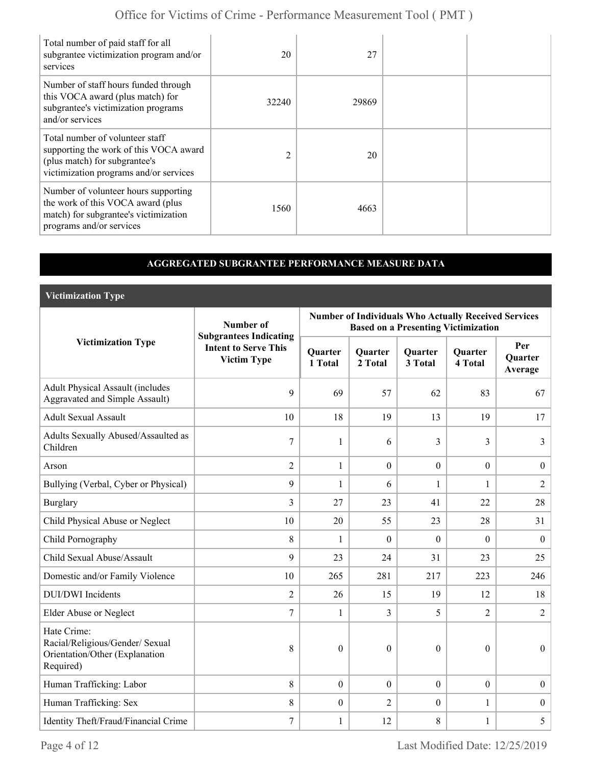| | | | | |
|---|---|---|---|---|
| Total number of paid staff for all subgrantee victimization program and/or services | 20 | 27 | | |
| Number of staff hours funded through this VOCA award (plus match) for subgrantee's victimization programs and/or services | 32240 | 29869 | | |
| Total number of volunteer staff supporting the work of this VOCA award (plus match) for subgrantee's victimization programs and/or services | 2 | 20 | | |
| Number of volunteer hours supporting the work of this VOCA award (plus match) for subgrantee's victimization programs and/or services | 1560 | 4663 | | |

## AGGREGATED SUBGRANTEE PERFORMANCE MEASURE DATA

### Victimization Type

| Victimization Type | Number of Subgrantees Indicating Intent to Serve This Victim Type | Number of Individuals Who Actually Received Services Based on a Presenting Victimization | | | | |
|---|---|---|---|---|---|---|
| | | Quarter 1 Total | Quarter 2 Total | Quarter 3 Total | Quarter 4 Total | Per Quarter Average |
| Adult Physical Assault (includes Aggravated and Simple Assault) | 9 | 69 | 57 | 62 | 83 | 67 |
| Adult Sexual Assault | 10 | 18 | 19 | 13 | 19 | 17 |
| Adults Sexually Abused/Assaulted as Children | 7 | 1 | 6 | 3 | 3 | 3 |
| Arson | 2 | 1 | 0 | 0 | 0 | 0 |
| Bullying (Verbal, Cyber or Physical) | 9 | 1 | 6 | 1 | 1 | 2 |
| Burglary | 3 | 27 | 23 | 41 | 22 | 28 |
| Child Physical Abuse or Neglect | 10 | 20 | 55 | 23 | 28 | 31 |
| Child Pornography | 8 | 1 | 0 | 0 | 0 | 0 |
| Child Sexual Abuse/Assault | 9 | 23 | 24 | 31 | 23 | 25 |
| Domestic and/or Family Violence | 10 | 265 | 281 | 217 | 223 | 246 |
| DUI/DWI Incidents | 2 | 26 | 15 | 19 | 12 | 18 |
| Elder Abuse or Neglect | 7 | 1 | 3 | 5 | 2 | 2 |
| Hate Crime: Racial/Religious/Gender/ Sexual Orientation/Other (Explanation Required) | 8 | 0 | 0 | 0 | 0 | 0 |
| Human Trafficking: Labor | 8 | 0 | 0 | 0 | 0 | 0 |
| Human Trafficking: Sex | 8 | 0 | 2 | 0 | 1 | 0 |
| Identity Theft/Fraud/Financial Crime | 7 | 1 | 12 | 8 | 1 | 5 |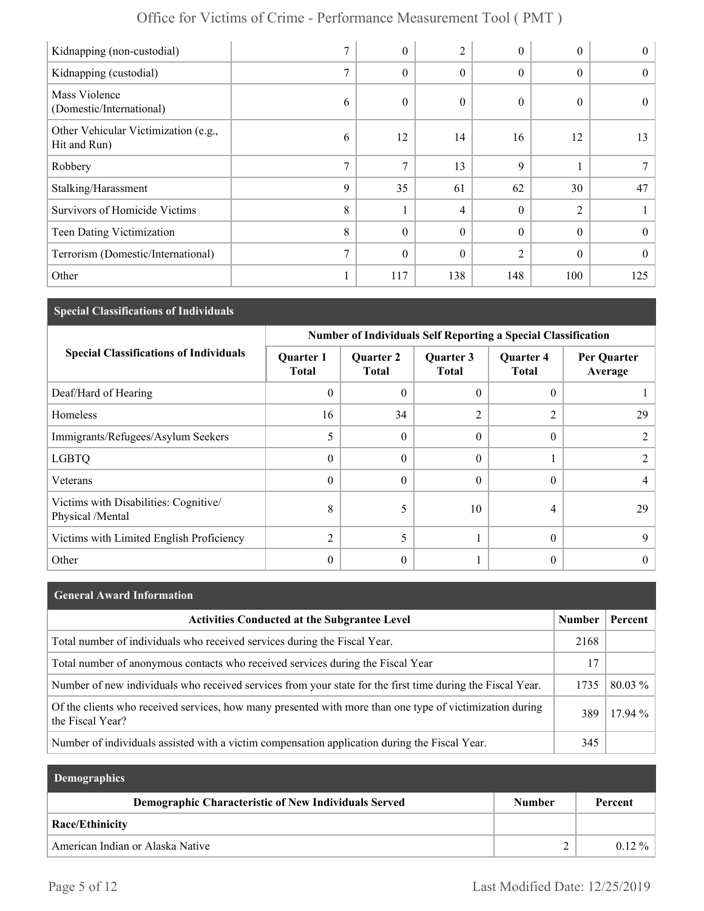| Kidnapping (non-custodial) | 7 | 0 | 2 | 0 | 0 | 0 |
|---|---|---|---|---|---|---|
| Kidnapping (custodial) | 7 | 0 | 0 | 0 | 0 | 0 |
| Mass Violence (Domestic/International) | 6 | 0 | 0 | 0 | 0 | 0 |
| Other Vehicular Victimization (e.g., Hit and Run) | 6 | 12 | 14 | 16 | 12 | 13 |
| Robbery | 7 | 7 | 13 | 9 | 1 | 7 |
| Stalking/Harassment | 9 | 35 | 61 | 62 | 30 | 47 |
| Survivors of Homicide Victims | 8 | 1 | 4 | 0 | 2 | 1 |
| Teen Dating Victimization | 8 | 0 | 0 | 0 | 0 | 0 |
| Terrorism (Domestic/International) | 7 | 0 | 0 | 2 | 0 | 0 |
| Other | 1 | 117 | 138 | 148 | 100 | 125 |

## Special Classifications of Individuals

| Special Classifications of Individuals | Number of Individuals Self Reporting a Special Classification | | | | |
|---|---|---|---|---|---|
| | Quarter 1 Total | Quarter 2 Total | Quarter 3 Total | Quarter 4 Total | Per Quarter Average |
| Deaf/Hard of Hearing | 0 | 0 | 0 | 0 | 1 |
| Homeless | 16 | 34 | 2 | 2 | 29 |
| Immigrants/Refugees/Asylum Seekers | 5 | 0 | 0 | 0 | 2 |
| LGBTQ | 0 | 0 | 0 | 1 | 2 |
| Veterans | 0 | 0 | 0 | 0 | 4 |
| Victims with Disabilities: Cognitive/ Physical /Mental | 8 | 5 | 10 | 4 | 29 |
| Victims with Limited English Proficiency | 2 | 5 | 1 | 0 | 9 |
| Other | 0 | 0 | 1 | 0 | 0 |

## General Award Information

| Activities Conducted at the Subgrantee Level | Number | Percent |
|---|---|---|
| Total number of individuals who received services during the Fiscal Year. | 2168 | |
| Total number of anonymous contacts who received services during the Fiscal Year | 17 | |
| Number of new individuals who received services from your state for the first time during the Fiscal Year. | 1735 | 80.03 % |
| Of the clients who received services, how many presented with more than one type of victimization during the Fiscal Year? | 389 | 17.94 % |
| Number of individuals assisted with a victim compensation application during the Fiscal Year. | 345 | |

## Demographics

| Demographic Characteristic of New Individuals Served | Number | Percent |
|---|---|---|
| **Race/Ethinicity** | | |
| American Indian or Alaska Native | 2 | 0.12 % |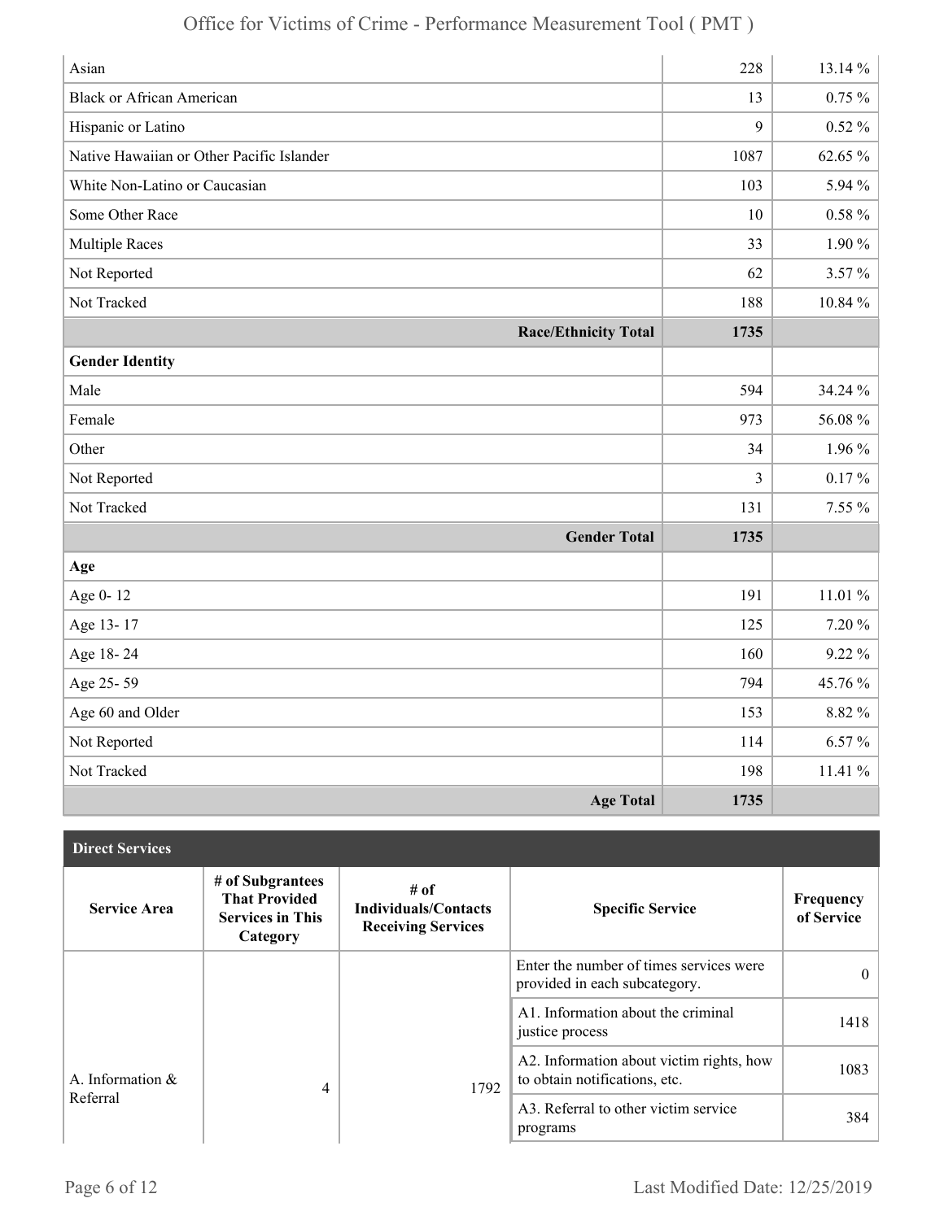| | | |
|---|---|---|
| Asian | 228 | 13.14 % |
| Black or African American | 13 | 0.75 % |
| Hispanic or Latino | 9 | 0.52 % |
| Native Hawaiian or Other Pacific Islander | 1087 | 62.65 % |
| White Non-Latino or Caucasian | 103 | 5.94 % |
| Some Other Race | 10 | 0.58 % |
| Multiple Races | 33 | 1.90 % |
| Not Reported | 62 | 3.57 % |
| Not Tracked | 188 | 10.84 % |
| **Race/Ethnicity Total** | **1735** | |
| **Gender Identity** | | |
| Male | 594 | 34.24 % |
| Female | 973 | 56.08 % |
| Other | 34 | 1.96 % |
| Not Reported | 3 | 0.17 % |
| Not Tracked | 131 | 7.55 % |
| **Gender Total** | **1735** | |
| **Age** | | |
| Age 0- 12 | 191 | 11.01 % |
| Age 13- 17 | 125 | 7.20 % |
| Age 18- 24 | 160 | 9.22 % |
| Age 25- 59 | 794 | 45.76 % |
| Age 60 and Older | 153 | 8.82 % |
| Not Reported | 114 | 6.57 % |
| Not Tracked | 198 | 11.41 % |
| **Age Total** | **1735** | |

**Direct Services**

| Service Area | # of Subgrantees That Provided Services in This Category | # of Individuals/Contacts Receiving Services | Specific Service | Frequency of Service |
|---|---|---|---|---|
| A. Information & Referral | 4 | 1792 | Enter the number of times services were provided in each subcategory. | 0 |
| | | | A1. Information about the criminal justice process | 1418 |
| | | | A2. Information about victim rights, how to obtain notifications, etc. | 1083 |
| | | | A3. Referral to other victim service programs | 384 |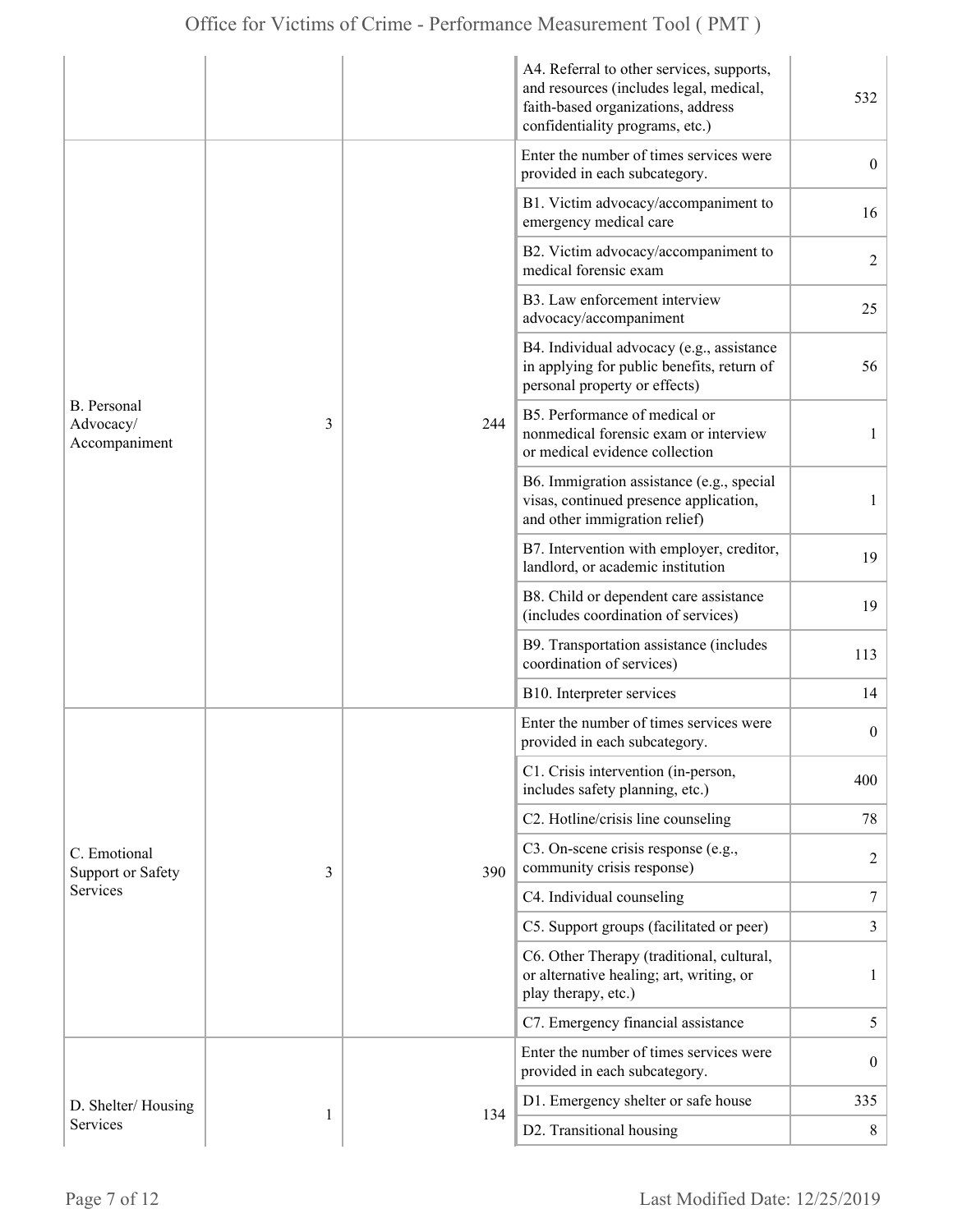| | | | | |
|---|---|---|---|---|
| | | | A4. Referral to other services, supports, and resources (includes legal, medical, faith-based organizations, address confidentiality programs, etc.) | 532 |
| B. Personal Advocacy/ Accompaniment | 3 | 244 | Enter the number of times services were provided in each subcategory. | 0 |
| | | | B1. Victim advocacy/accompaniment to emergency medical care | 16 |
| | | | B2. Victim advocacy/accompaniment to medical forensic exam | 2 |
| | | | B3. Law enforcement interview advocacy/accompaniment | 25 |
| | | | B4. Individual advocacy (e.g., assistance in applying for public benefits, return of personal property or effects) | 56 |
| | | | B5. Performance of medical or nonmedical forensic exam or interview or medical evidence collection | 1 |
| | | | B6. Immigration assistance (e.g., special visas, continued presence application, and other immigration relief) | 1 |
| | | | B7. Intervention with employer, creditor, landlord, or academic institution | 19 |
| | | | B8. Child or dependent care assistance (includes coordination of services) | 19 |
| | | | B9. Transportation assistance (includes coordination of services) | 113 |
| | | | B10. Interpreter services | 14 |
| C. Emotional Support or Safety Services | 3 | 390 | Enter the number of times services were provided in each subcategory. | 0 |
| | | | C1. Crisis intervention (in-person, includes safety planning, etc.) | 400 |
| | | | C2. Hotline/crisis line counseling | 78 |
| | | | C3. On-scene crisis response (e.g., community crisis response) | 2 |
| | | | C4. Individual counseling | 7 |
| | | | C5. Support groups (facilitated or peer) | 3 |
| | | | C6. Other Therapy (traditional, cultural, or alternative healing; art, writing, or play therapy, etc.) | 1 |
| | | | C7. Emergency financial assistance | 5 |
| D. Shelter/ Housing Services | 1 | 134 | Enter the number of times services were provided in each subcategory. | 0 |
| | | | D1. Emergency shelter or safe house | 335 |
| | | | D2. Transitional housing | 8 |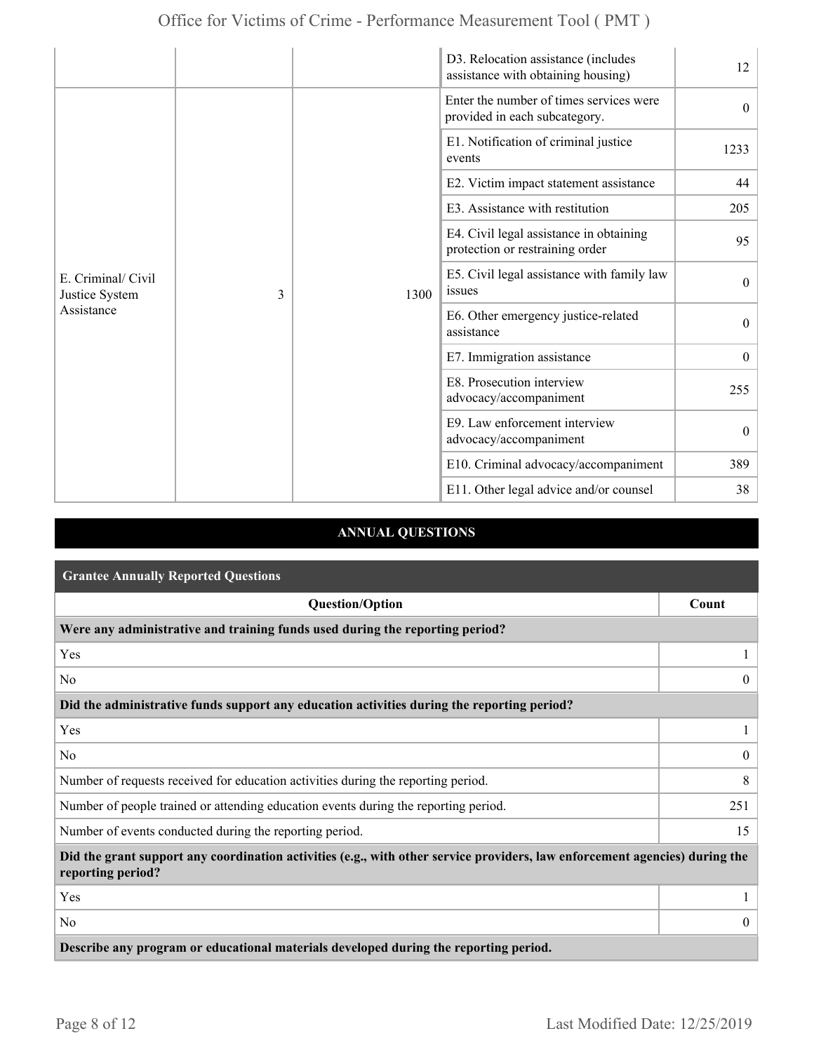| | | | | |
|---|---|---|---|---|
| | | | D3. Relocation assistance (includes assistance with obtaining housing) | 12 |
| E. Criminal/ Civil Justice System Assistance | 3 | 1300 | Enter the number of times services were provided in each subcategory. | 0 |
| | | | E1. Notification of criminal justice events | 1233 |
| | | | E2. Victim impact statement assistance | 44 |
| | | | E3. Assistance with restitution | 205 |
| | | | E4. Civil legal assistance in obtaining protection or restraining order | 95 |
| | | | E5. Civil legal assistance with family law issues | 0 |
| | | | E6. Other emergency justice-related assistance | 0 |
| | | | E7. Immigration assistance | 0 |
| | | | E8. Prosecution interview advocacy/accompaniment | 255 |
| | | | E9. Law enforcement interview advocacy/accompaniment | 0 |
| | | | E10. Criminal advocacy/accompaniment | 389 |
| | | | E11. Other legal advice and/or counsel | 38 |

## ANNUAL QUESTIONS

### Grantee Annually Reported Questions

| Question/Option | Count |
|---|---|
| **Were any administrative and training funds used during the reporting period?** | |
| Yes | 1 |
| No | 0 |
| **Did the administrative funds support any education activities during the reporting period?** | |
| Yes | 1 |
| No | 0 |
| Number of requests received for education activities during the reporting period. | 8 |
| Number of people trained or attending education events during the reporting period. | 251 |
| Number of events conducted during the reporting period. | 15 |
| **Did the grant support any coordination activities (e.g., with other service providers, law enforcement agencies) during the reporting period?** | |
| Yes | 1 |
| No | 0 |
| **Describe any program or educational materials developed during the reporting period.** | |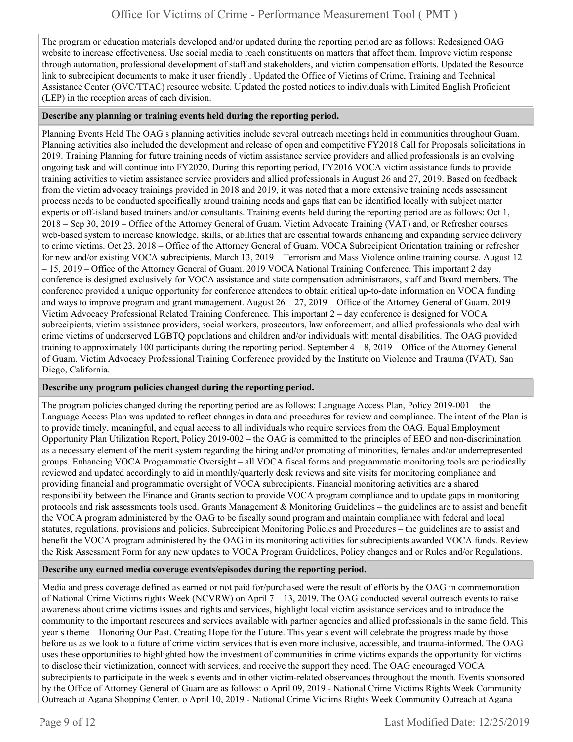The program or education materials developed and/or updated during the reporting period are as follows: Redesigned OAG website to increase effectiveness. Use social media to reach constituents on matters that affect them. Improve victim response through automation, professional development of staff and stakeholders, and victim compensation efforts. Updated the Resource link to subrecipient documents to make it user friendly . Updated the Office of Victims of Crime, Training and Technical Assistance Center (OVC/TTAC) resource website. Updated the posted notices to individuals with Limited English Proficient (LEP) in the reception areas of each division.

**Describe any planning or training events held during the reporting period.**

Planning Events Held The OAG s planning activities include several outreach meetings held in communities throughout Guam. Planning activities also included the development and release of open and competitive FY2018 Call for Proposals solicitations in 2019. Training Planning for future training needs of victim assistance service providers and allied professionals is an evolving ongoing task and will continue into FY2020. During this reporting period, FY2016 VOCA victim assistance funds to provide training activities to victim assistance service providers and allied professionals in August 26 and 27, 2019. Based on feedback from the victim advocacy trainings provided in 2018 and 2019, it was noted that a more extensive training needs assessment process needs to be conducted specifically around training needs and gaps that can be identified locally with subject matter experts or off-island based trainers and/or consultants. Training events held during the reporting period are as follows: Oct 1, 2018 – Sep 30, 2019 – Office of the Attorney General of Guam. Victim Advocate Training (VAT) and, or Refresher courses web-based system to increase knowledge, skills, or abilities that are essential towards enhancing and expanding service delivery to crime victims. Oct 23, 2018 – Office of the Attorney General of Guam. VOCA Subrecipient Orientation training or refresher for new and/or existing VOCA subrecipients. March 13, 2019 – Terrorism and Mass Violence online training course. August 12 – 15, 2019 – Office of the Attorney General of Guam. 2019 VOCA National Training Conference. This important 2 day conference is designed exclusively for VOCA assistance and state compensation administrators, staff and Board members. The conference provided a unique opportunity for conference attendees to obtain critical up-to-date information on VOCA funding and ways to improve program and grant management. August 26 – 27, 2019 – Office of the Attorney General of Guam. 2019 Victim Advocacy Professional Related Training Conference. This important 2 – day conference is designed for VOCA subrecipients, victim assistance providers, social workers, prosecutors, law enforcement, and allied professionals who deal with crime victims of underserved LGBTQ populations and children and/or individuals with mental disabilities. The OAG provided training to approximately 100 participants during the reporting period. September 4 – 8, 2019 – Office of the Attorney General of Guam. Victim Advocacy Professional Training Conference provided by the Institute on Violence and Trauma (IVAT), San Diego, California.

**Describe any program policies changed during the reporting period.**

The program policies changed during the reporting period are as follows: Language Access Plan, Policy 2019-001 – the Language Access Plan was updated to reflect changes in data and procedures for review and compliance. The intent of the Plan is to provide timely, meaningful, and equal access to all individuals who require services from the OAG. Equal Employment Opportunity Plan Utilization Report, Policy 2019-002 – the OAG is committed to the principles of EEO and non-discrimination as a necessary element of the merit system regarding the hiring and/or promoting of minorities, females and/or underrepresented groups. Enhancing VOCA Programmatic Oversight – all VOCA fiscal forms and programmatic monitoring tools are periodically reviewed and updated accordingly to aid in monthly/quarterly desk reviews and site visits for monitoring compliance and providing financial and programmatic oversight of VOCA subrecipients. Financial monitoring activities are a shared responsibility between the Finance and Grants section to provide VOCA program compliance and to update gaps in monitoring protocols and risk assessments tools used. Grants Management & Monitoring Guidelines – the guidelines are to assist and benefit the VOCA program administered by the OAG to be fiscally sound program and maintain compliance with federal and local statutes, regulations, provisions and policies. Subrecipient Monitoring Policies and Procedures – the guidelines are to assist and benefit the VOCA program administered by the OAG in its monitoring activities for subrecipients awarded VOCA funds. Review the Risk Assessment Form for any new updates to VOCA Program Guidelines, Policy changes and or Rules and/or Regulations.

**Describe any earned media coverage events/episodes during the reporting period.**

Media and press coverage defined as earned or not paid for/purchased were the result of efforts by the OAG in commemoration of National Crime Victims rights Week (NCVRW) on April 7 – 13, 2019. The OAG conducted several outreach events to raise awareness about crime victims issues and rights and services, highlight local victim assistance services and to introduce the community to the important resources and services available with partner agencies and allied professionals in the same field. This year s theme – Honoring Our Past. Creating Hope for the Future. This year s event will celebrate the progress made by those before us as we look to a future of crime victim services that is even more inclusive, accessible, and trauma-informed. The OAG uses these opportunities to highlighted how the investment of communities in crime victims expands the opportunity for victims to disclose their victimization, connect with services, and receive the support they need. The OAG encouraged VOCA subrecipients to participate in the week s events and in other victim-related observances throughout the month. Events sponsored by the Office of Attorney General of Guam are as follows: o April 09, 2019 - National Crime Victims Rights Week Community Outreach at Agana Shopping Center. o April 10, 2019 - National Crime Victims Rights Week Community Outreach at Agana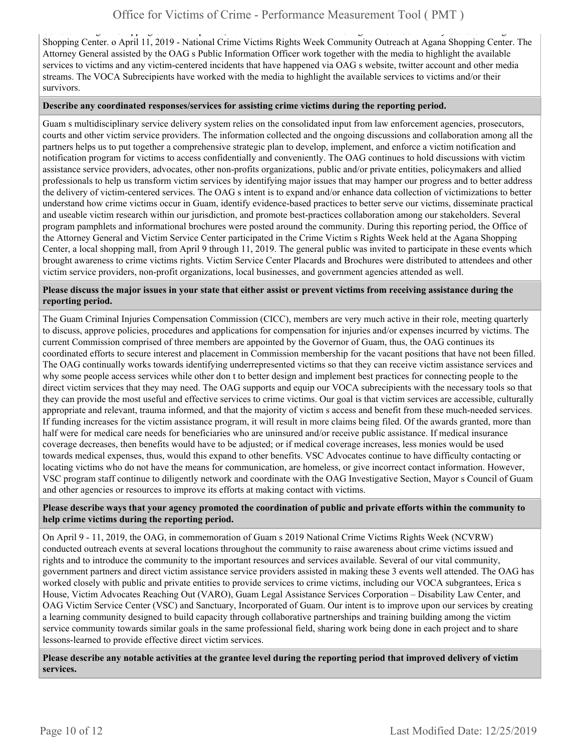Shopping Center. o April 11, 2019 - National Crime Victims Rights Week Community Outreach at Agana Shopping Center. The Attorney General assisted by the OAG s Public Information Officer work together with the media to highlight the available services to victims and any victim-centered incidents that have happened via OAG s website, twitter account and other media streams. The VOCA Subrecipients have worked with the media to highlight the available services to victims and/or their survivors.

**Describe any coordinated responses/services for assisting crime victims during the reporting period.**

Guam s multidisciplinary service delivery system relies on the consolidated input from law enforcement agencies, prosecutors, courts and other victim service providers. The information collected and the ongoing discussions and collaboration among all the partners helps us to put together a comprehensive strategic plan to develop, implement, and enforce a victim notification and notification program for victims to access confidentially and conveniently. The OAG continues to hold discussions with victim assistance service providers, advocates, other non-profits organizations, public and/or private entities, policymakers and allied professionals to help us transform victim services by identifying major issues that may hamper our progress and to better address the delivery of victim-centered services. The OAG s intent is to expand and/or enhance data collection of victimizations to better understand how crime victims occur in Guam, identify evidence-based practices to better serve our victims, disseminate practical and useable victim research within our jurisdiction, and promote best-practices collaboration among our stakeholders. Several program pamphlets and informational brochures were posted around the community. During this reporting period, the Office of the Attorney General and Victim Service Center participated in the Crime Victim s Rights Week held at the Agana Shopping Center, a local shopping mall, from April 9 through 11, 2019. The general public was invited to participate in these events which brought awareness to crime victims rights. Victim Service Center Placards and Brochures were distributed to attendees and other victim service providers, non-profit organizations, local businesses, and government agencies attended as well.

**Please discuss the major issues in your state that either assist or prevent victims from receiving assistance during the reporting period.**

The Guam Criminal Injuries Compensation Commission (CICC), members are very much active in their role, meeting quarterly to discuss, approve policies, procedures and applications for compensation for injuries and/or expenses incurred by victims. The current Commission comprised of three members are appointed by the Governor of Guam, thus, the OAG continues its coordinated efforts to secure interest and placement in Commission membership for the vacant positions that have not been filled. The OAG continually works towards identifying underrepresented victims so that they can receive victim assistance services and why some people access services while other don t to better design and implement best practices for connecting people to the direct victim services that they may need. The OAG supports and equip our VOCA subrecipients with the necessary tools so that they can provide the most useful and effective services to crime victims. Our goal is that victim services are accessible, culturally appropriate and relevant, trauma informed, and that the majority of victim s access and benefit from these much-needed services. If funding increases for the victim assistance program, it will result in more claims being filed. Of the awards granted, more than half were for medical care needs for beneficiaries who are uninsured and/or receive public assistance. If medical insurance coverage decreases, then benefits would have to be adjusted; or if medical coverage increases, less monies would be used towards medical expenses, thus, would this expand to other benefits. VSC Advocates continue to have difficulty contacting or locating victims who do not have the means for communication, are homeless, or give incorrect contact information. However, VSC program staff continue to diligently network and coordinate with the OAG Investigative Section, Mayor s Council of Guam and other agencies or resources to improve its efforts at making contact with victims.

**Please describe ways that your agency promoted the coordination of public and private efforts within the community to help crime victims during the reporting period.**

On April 9 - 11, 2019, the OAG, in commemoration of Guam s 2019 National Crime Victims Rights Week (NCVRW) conducted outreach events at several locations throughout the community to raise awareness about crime victims issued and rights and to introduce the community to the important resources and services available. Several of our vital community, government partners and direct victim assistance service providers assisted in making these 3 events well attended. The OAG has worked closely with public and private entities to provide services to crime victims, including our VOCA subgrantees, Erica s House, Victim Advocates Reaching Out (VARO), Guam Legal Assistance Services Corporation – Disability Law Center, and OAG Victim Service Center (VSC) and Sanctuary, Incorporated of Guam. Our intent is to improve upon our services by creating a learning community designed to build capacity through collaborative partnerships and training building among the victim service community towards similar goals in the same professional field, sharing work being done in each project and to share lessons-learned to provide effective direct victim services.

**Please describe any notable activities at the grantee level during the reporting period that improved delivery of victim services.**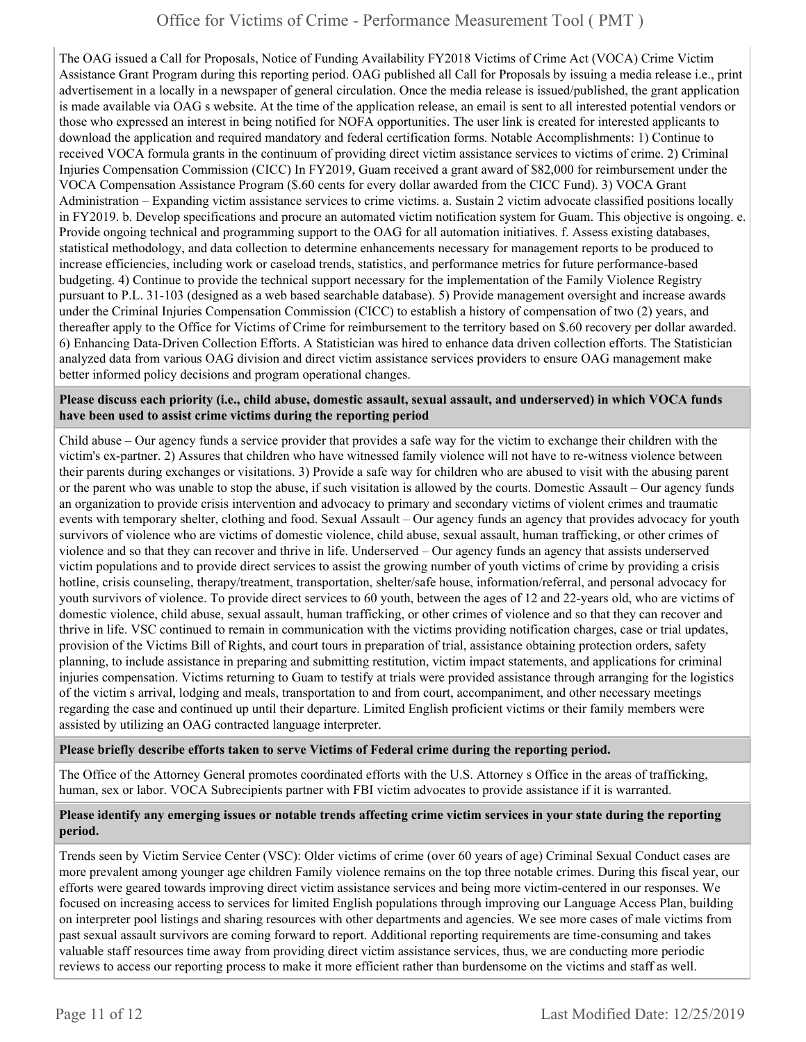The OAG issued a Call for Proposals, Notice of Funding Availability FY2018 Victims of Crime Act (VOCA) Crime Victim Assistance Grant Program during this reporting period. OAG published all Call for Proposals by issuing a media release i.e., print advertisement in a locally in a newspaper of general circulation. Once the media release is issued/published, the grant application is made available via OAG s website. At the time of the application release, an email is sent to all interested potential vendors or those who expressed an interest in being notified for NOFA opportunities. The user link is created for interested applicants to download the application and required mandatory and federal certification forms. Notable Accomplishments: 1) Continue to received VOCA formula grants in the continuum of providing direct victim assistance services to victims of crime. 2) Criminal Injuries Compensation Commission (CICC) In FY2019, Guam received a grant award of $82,000 for reimbursement under the VOCA Compensation Assistance Program ($.60 cents for every dollar awarded from the CICC Fund). 3) VOCA Grant Administration – Expanding victim assistance services to crime victims. a. Sustain 2 victim advocate classified positions locally in FY2019. b. Develop specifications and procure an automated victim notification system for Guam. This objective is ongoing. e. Provide ongoing technical and programming support to the OAG for all automation initiatives. f. Assess existing databases, statistical methodology, and data collection to determine enhancements necessary for management reports to be produced to increase efficiencies, including work or caseload trends, statistics, and performance metrics for future performance-based budgeting. 4) Continue to provide the technical support necessary for the implementation of the Family Violence Registry pursuant to P.L. 31-103 (designed as a web based searchable database). 5) Provide management oversight and increase awards under the Criminal Injuries Compensation Commission (CICC) to establish a history of compensation of two (2) years, and thereafter apply to the Office for Victims of Crime for reimbursement to the territory based on $.60 recovery per dollar awarded. 6) Enhancing Data-Driven Collection Efforts. A Statistician was hired to enhance data driven collection efforts. The Statistician analyzed data from various OAG division and direct victim assistance services providers to ensure OAG management make better informed policy decisions and program operational changes.

**Please discuss each priority (i.e., child abuse, domestic assault, sexual assault, and underserved) in which VOCA funds have been used to assist crime victims during the reporting period**

Child abuse – Our agency funds a service provider that provides a safe way for the victim to exchange their children with the victim's ex-partner. 2) Assures that children who have witnessed family violence will not have to re-witness violence between their parents during exchanges or visitations. 3) Provide a safe way for children who are abused to visit with the abusing parent or the parent who was unable to stop the abuse, if such visitation is allowed by the courts. Domestic Assault – Our agency funds an organization to provide crisis intervention and advocacy to primary and secondary victims of violent crimes and traumatic events with temporary shelter, clothing and food. Sexual Assault – Our agency funds an agency that provides advocacy for youth survivors of violence who are victims of domestic violence, child abuse, sexual assault, human trafficking, or other crimes of violence and so that they can recover and thrive in life. Underserved – Our agency funds an agency that assists underserved victim populations and to provide direct services to assist the growing number of youth victims of crime by providing a crisis hotline, crisis counseling, therapy/treatment, transportation, shelter/safe house, information/referral, and personal advocacy for youth survivors of violence. To provide direct services to 60 youth, between the ages of 12 and 22-years old, who are victims of domestic violence, child abuse, sexual assault, human trafficking, or other crimes of violence and so that they can recover and thrive in life. VSC continued to remain in communication with the victims providing notification charges, case or trial updates, provision of the Victims Bill of Rights, and court tours in preparation of trial, assistance obtaining protection orders, safety planning, to include assistance in preparing and submitting restitution, victim impact statements, and applications for criminal injuries compensation. Victims returning to Guam to testify at trials were provided assistance through arranging for the logistics of the victim s arrival, lodging and meals, transportation to and from court, accompaniment, and other necessary meetings regarding the case and continued up until their departure. Limited English proficient victims or their family members were assisted by utilizing an OAG contracted language interpreter.

**Please briefly describe efforts taken to serve Victims of Federal crime during the reporting period.**

The Office of the Attorney General promotes coordinated efforts with the U.S. Attorney s Office in the areas of trafficking, human, sex or labor. VOCA Subrecipients partner with FBI victim advocates to provide assistance if it is warranted.

**Please identify any emerging issues or notable trends affecting crime victim services in your state during the reporting period.**

Trends seen by Victim Service Center (VSC): Older victims of crime (over 60 years of age) Criminal Sexual Conduct cases are more prevalent among younger age children Family violence remains on the top three notable crimes. During this fiscal year, our efforts were geared towards improving direct victim assistance services and being more victim-centered in our responses. We focused on increasing access to services for limited English populations through improving our Language Access Plan, building on interpreter pool listings and sharing resources with other departments and agencies. We see more cases of male victims from past sexual assault survivors are coming forward to report. Additional reporting requirements are time-consuming and takes valuable staff resources time away from providing direct victim assistance services, thus, we are conducting more periodic reviews to access our reporting process to make it more efficient rather than burdensome on the victims and staff as well.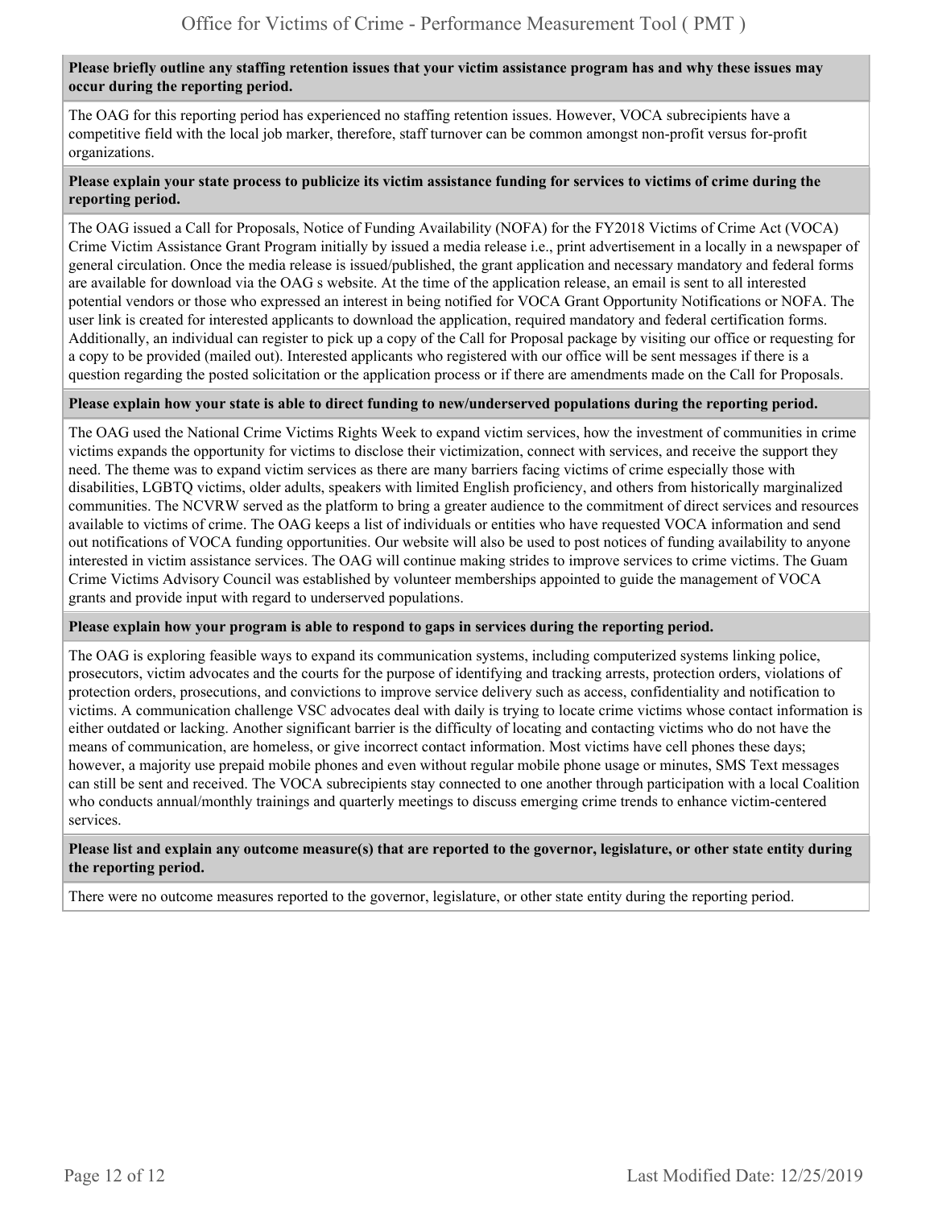**Please briefly outline any staffing retention issues that your victim assistance program has and why these issues may occur during the reporting period.**

The OAG for this reporting period has experienced no staffing retention issues. However, VOCA subrecipients have a competitive field with the local job marker, therefore, staff turnover can be common amongst non-profit versus for-profit organizations.

**Please explain your state process to publicize its victim assistance funding for services to victims of crime during the reporting period.**

The OAG issued a Call for Proposals, Notice of Funding Availability (NOFA) for the FY2018 Victims of Crime Act (VOCA) Crime Victim Assistance Grant Program initially by issued a media release i.e., print advertisement in a locally in a newspaper of general circulation. Once the media release is issued/published, the grant application and necessary mandatory and federal forms are available for download via the OAG s website. At the time of the application release, an email is sent to all interested potential vendors or those who expressed an interest in being notified for VOCA Grant Opportunity Notifications or NOFA. The user link is created for interested applicants to download the application, required mandatory and federal certification forms. Additionally, an individual can register to pick up a copy of the Call for Proposal package by visiting our office or requesting for a copy to be provided (mailed out). Interested applicants who registered with our office will be sent messages if there is a question regarding the posted solicitation or the application process or if there are amendments made on the Call for Proposals.

**Please explain how your state is able to direct funding to new/underserved populations during the reporting period.**

The OAG used the National Crime Victims Rights Week to expand victim services, how the investment of communities in crime victims expands the opportunity for victims to disclose their victimization, connect with services, and receive the support they need. The theme was to expand victim services as there are many barriers facing victims of crime especially those with disabilities, LGBTQ victims, older adults, speakers with limited English proficiency, and others from historically marginalized communities. The NCVRW served as the platform to bring a greater audience to the commitment of direct services and resources available to victims of crime. The OAG keeps a list of individuals or entities who have requested VOCA information and send out notifications of VOCA funding opportunities. Our website will also be used to post notices of funding availability to anyone interested in victim assistance services. The OAG will continue making strides to improve services to crime victims. The Guam Crime Victims Advisory Council was established by volunteer memberships appointed to guide the management of VOCA grants and provide input with regard to underserved populations.

**Please explain how your program is able to respond to gaps in services during the reporting period.**

The OAG is exploring feasible ways to expand its communication systems, including computerized systems linking police, prosecutors, victim advocates and the courts for the purpose of identifying and tracking arrests, protection orders, violations of protection orders, prosecutions, and convictions to improve service delivery such as access, confidentiality and notification to victims. A communication challenge VSC advocates deal with daily is trying to locate crime victims whose contact information is either outdated or lacking. Another significant barrier is the difficulty of locating and contacting victims who do not have the means of communication, are homeless, or give incorrect contact information. Most victims have cell phones these days; however, a majority use prepaid mobile phones and even without regular mobile phone usage or minutes, SMS Text messages can still be sent and received. The VOCA subrecipients stay connected to one another through participation with a local Coalition who conducts annual/monthly trainings and quarterly meetings to discuss emerging crime trends to enhance victim-centered services.

**Please list and explain any outcome measure(s) that are reported to the governor, legislature, or other state entity during the reporting period.**

There were no outcome measures reported to the governor, legislature, or other state entity during the reporting period.